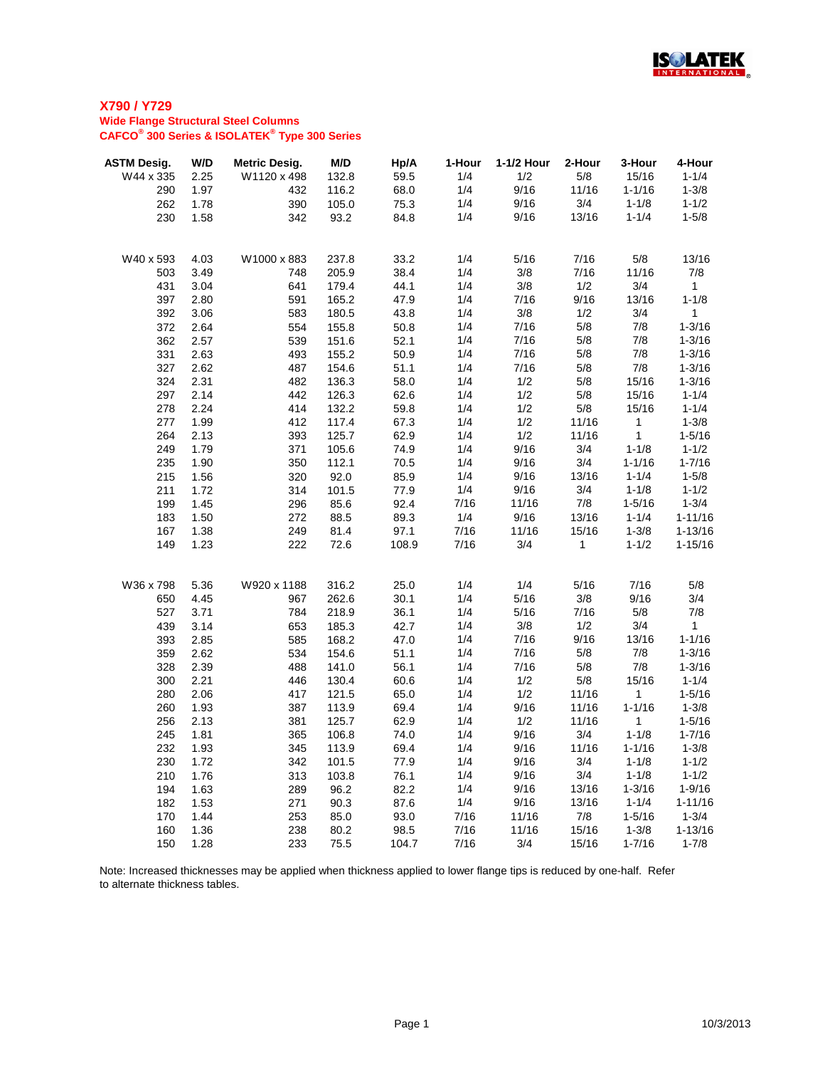# X790 / Y729

## Wide Flange Structural Steel Columns

## CAFCO® 300 Series & ISOLATEK® Type 300 Series

| ASTM Desig. | W/D | Metric Desig. | M/D | Hp/A | 1-Hour | 1-1/2 Hour | 2-Hour | 3-Hour | 4-Hour |
|---|---|---|---|---|---|---|---|---|---|
| W44 x 335 | 2.25 | W1120 x 498 | 132.8 | 59.5 | 1/4 | 1/2 | 5/8 | 15/16 | 1-1/4 |
| 290 | 1.97 | 432 | 116.2 | 68.0 | 1/4 | 9/16 | 11/16 | 1-1/16 | 1-3/8 |
| 262 | 1.78 | 390 | 105.0 | 75.3 | 1/4 | 9/16 | 3/4 | 1-1/8 | 1-1/2 |
| 230 | 1.58 | 342 | 93.2 | 84.8 | 1/4 | 9/16 | 13/16 | 1-1/4 | 1-5/8 |
| | | | | | | | | | |
| W40 x 593 | 4.03 | W1000 x 883 | 237.8 | 33.2 | 1/4 | 5/16 | 7/16 | 5/8 | 13/16 |
| 503 | 3.49 | 748 | 205.9 | 38.4 | 1/4 | 3/8 | 7/16 | 11/16 | 7/8 |
| 431 | 3.04 | 641 | 179.4 | 44.1 | 1/4 | 3/8 | 1/2 | 3/4 | 1 |
| 397 | 2.80 | 591 | 165.2 | 47.9 | 1/4 | 7/16 | 9/16 | 13/16 | 1-1/8 |
| 392 | 3.06 | 583 | 180.5 | 43.8 | 1/4 | 3/8 | 1/2 | 3/4 | 1 |
| 372 | 2.64 | 554 | 155.8 | 50.8 | 1/4 | 7/16 | 5/8 | 7/8 | 1-3/16 |
| 362 | 2.57 | 539 | 151.6 | 52.1 | 1/4 | 7/16 | 5/8 | 7/8 | 1-3/16 |
| 331 | 2.63 | 493 | 155.2 | 50.9 | 1/4 | 7/16 | 5/8 | 7/8 | 1-3/16 |
| 327 | 2.62 | 487 | 154.6 | 51.1 | 1/4 | 7/16 | 5/8 | 7/8 | 1-3/16 |
| 324 | 2.31 | 482 | 136.3 | 58.0 | 1/4 | 1/2 | 5/8 | 15/16 | 1-3/16 |
| 297 | 2.14 | 442 | 126.3 | 62.6 | 1/4 | 1/2 | 5/8 | 15/16 | 1-1/4 |
| 278 | 2.24 | 414 | 132.2 | 59.8 | 1/4 | 1/2 | 5/8 | 15/16 | 1-1/4 |
| 277 | 1.99 | 412 | 117.4 | 67.3 | 1/4 | 1/2 | 11/16 | 1 | 1-3/8 |
| 264 | 2.13 | 393 | 125.7 | 62.9 | 1/4 | 1/2 | 11/16 | 1 | 1-5/16 |
| 249 | 1.79 | 371 | 105.6 | 74.9 | 1/4 | 9/16 | 3/4 | 1-1/8 | 1-1/2 |
| 235 | 1.90 | 350 | 112.1 | 70.5 | 1/4 | 9/16 | 3/4 | 1-1/16 | 1-7/16 |
| 215 | 1.56 | 320 | 92.0 | 85.9 | 1/4 | 9/16 | 13/16 | 1-1/4 | 1-5/8 |
| 211 | 1.72 | 314 | 101.5 | 77.9 | 1/4 | 9/16 | 3/4 | 1-1/8 | 1-1/2 |
| 199 | 1.45 | 296 | 85.6 | 92.4 | 7/16 | 11/16 | 7/8 | 1-5/16 | 1-3/4 |
| 183 | 1.50 | 272 | 88.5 | 89.3 | 1/4 | 9/16 | 13/16 | 1-1/4 | 1-11/16 |
| 167 | 1.38 | 249 | 81.4 | 97.1 | 7/16 | 11/16 | 15/16 | 1-3/8 | 1-13/16 |
| 149 | 1.23 | 222 | 72.6 | 108.9 | 7/16 | 3/4 | 1 | 1-1/2 | 1-15/16 |
| | | | | | | | | | |
| W36 x 798 | 5.36 | W920 x 1188 | 316.2 | 25.0 | 1/4 | 1/4 | 5/16 | 7/16 | 5/8 |
| 650 | 4.45 | 967 | 262.6 | 30.1 | 1/4 | 5/16 | 3/8 | 9/16 | 3/4 |
| 527 | 3.71 | 784 | 218.9 | 36.1 | 1/4 | 5/16 | 7/16 | 5/8 | 7/8 |
| 439 | 3.14 | 653 | 185.3 | 42.7 | 1/4 | 3/8 | 1/2 | 3/4 | 1 |
| 393 | 2.85 | 585 | 168.2 | 47.0 | 1/4 | 7/16 | 9/16 | 13/16 | 1-1/16 |
| 359 | 2.62 | 534 | 154.6 | 51.1 | 1/4 | 7/16 | 5/8 | 7/8 | 1-3/16 |
| 328 | 2.39 | 488 | 141.0 | 56.1 | 1/4 | 7/16 | 5/8 | 7/8 | 1-3/16 |
| 300 | 2.21 | 446 | 130.4 | 60.6 | 1/4 | 1/2 | 5/8 | 15/16 | 1-1/4 |
| 280 | 2.06 | 417 | 121.5 | 65.0 | 1/4 | 1/2 | 11/16 | 1 | 1-5/16 |
| 260 | 1.93 | 387 | 113.9 | 69.4 | 1/4 | 9/16 | 11/16 | 1-1/16 | 1-3/8 |
| 256 | 2.13 | 381 | 125.7 | 62.9 | 1/4 | 1/2 | 11/16 | 1 | 1-5/16 |
| 245 | 1.81 | 365 | 106.8 | 74.0 | 1/4 | 9/16 | 3/4 | 1-1/8 | 1-7/16 |
| 232 | 1.93 | 345 | 113.9 | 69.4 | 1/4 | 9/16 | 11/16 | 1-1/16 | 1-3/8 |
| 230 | 1.72 | 342 | 101.5 | 77.9 | 1/4 | 9/16 | 3/4 | 1-1/8 | 1-1/2 |
| 210 | 1.76 | 313 | 103.8 | 76.1 | 1/4 | 9/16 | 3/4 | 1-1/8 | 1-1/2 |
| 194 | 1.63 | 289 | 96.2 | 82.2 | 1/4 | 9/16 | 13/16 | 1-3/16 | 1-9/16 |
| 182 | 1.53 | 271 | 90.3 | 87.6 | 1/4 | 9/16 | 13/16 | 1-1/4 | 1-11/16 |
| 170 | 1.44 | 253 | 85.0 | 93.0 | 7/16 | 11/16 | 7/8 | 1-5/16 | 1-3/4 |
| 160 | 1.36 | 238 | 80.2 | 98.5 | 7/16 | 11/16 | 15/16 | 1-3/8 | 1-13/16 |
| 150 | 1.28 | 233 | 75.5 | 104.7 | 7/16 | 3/4 | 15/16 | 1-7/16 | 1-7/8 |

Note: Increased thicknesses may be applied when thickness applied to lower flange tips is reduced by one-half. Refer to alternate thickness tables.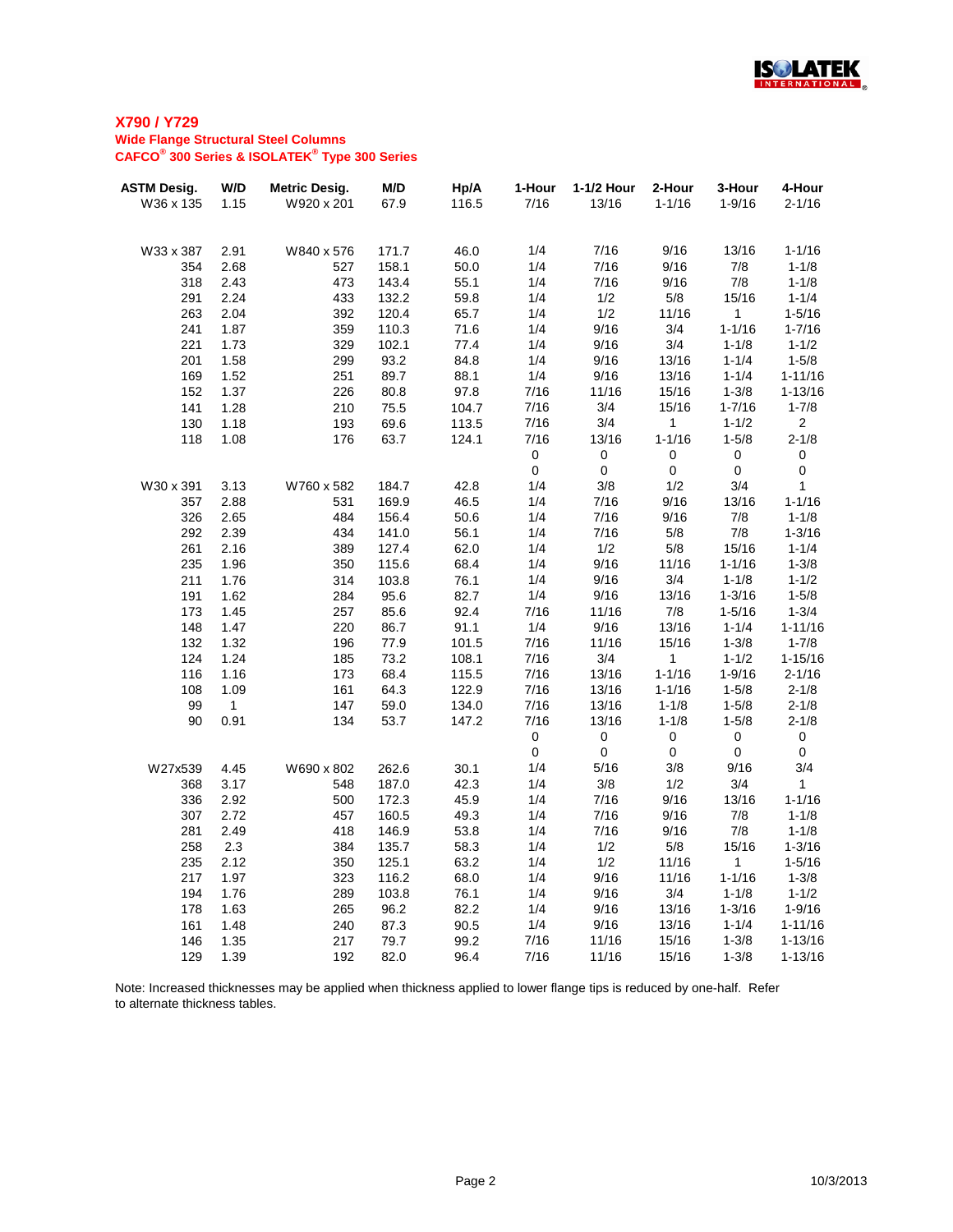## X790 / Y729

**Wide Flange Structural Steel Columns**

**CAFCO® 300 Series & ISOLATEK® Type 300 Series**

| ASTM Desig. | W/D | Metric Desig. | M/D | Hp/A | 1-Hour | 1-1/2 Hour | 2-Hour | 3-Hour | 4-Hour |
|---|---|---|---|---|---|---|---|---|---|
| W36 x 135 | 1.15 | W920 x 201 | 67.9 | 116.5 | 7/16 | 13/16 | 1-1/16 | 1-9/16 | 2-1/16 |
| | | | | | | | | | |
| W33 x 387 | 2.91 | W840 x 576 | 171.7 | 46.0 | 1/4 | 7/16 | 9/16 | 13/16 | 1-1/16 |
| 354 | 2.68 | 527 | 158.1 | 50.0 | 1/4 | 7/16 | 9/16 | 7/8 | 1-1/8 |
| 318 | 2.43 | 473 | 143.4 | 55.1 | 1/4 | 7/16 | 9/16 | 7/8 | 1-1/8 |
| 291 | 2.24 | 433 | 132.2 | 59.8 | 1/4 | 1/2 | 5/8 | 15/16 | 1-1/4 |
| 263 | 2.04 | 392 | 120.4 | 65.7 | 1/4 | 1/2 | 11/16 | 1 | 1-5/16 |
| 241 | 1.87 | 359 | 110.3 | 71.6 | 1/4 | 9/16 | 3/4 | 1-1/16 | 1-7/16 |
| 221 | 1.73 | 329 | 102.1 | 77.4 | 1/4 | 9/16 | 3/4 | 1-1/8 | 1-1/2 |
| 201 | 1.58 | 299 | 93.2 | 84.8 | 1/4 | 9/16 | 13/16 | 1-1/4 | 1-5/8 |
| 169 | 1.52 | 251 | 89.7 | 88.1 | 1/4 | 9/16 | 13/16 | 1-1/4 | 1-11/16 |
| 152 | 1.37 | 226 | 80.8 | 97.8 | 7/16 | 11/16 | 15/16 | 1-3/8 | 1-13/16 |
| 141 | 1.28 | 210 | 75.5 | 104.7 | 7/16 | 3/4 | 15/16 | 1-7/16 | 1-7/8 |
| 130 | 1.18 | 193 | 69.6 | 113.5 | 7/16 | 3/4 | 1 | 1-1/2 | 2 |
| 118 | 1.08 | 176 | 63.7 | 124.1 | 7/16 | 13/16 | 1-1/16 | 1-5/8 | 2-1/8 |
| | | | | | 0 | 0 | 0 | 0 | 0 |
| | | | | | 0 | 0 | 0 | 0 | 0 |
| W30 x 391 | 3.13 | W760 x 582 | 184.7 | 42.8 | 1/4 | 3/8 | 1/2 | 3/4 | 1 |
| 357 | 2.88 | 531 | 169.9 | 46.5 | 1/4 | 7/16 | 9/16 | 13/16 | 1-1/16 |
| 326 | 2.65 | 484 | 156.4 | 50.6 | 1/4 | 7/16 | 9/16 | 7/8 | 1-1/8 |
| 292 | 2.39 | 434 | 141.0 | 56.1 | 1/4 | 7/16 | 5/8 | 7/8 | 1-3/16 |
| 261 | 2.16 | 389 | 127.4 | 62.0 | 1/4 | 1/2 | 5/8 | 15/16 | 1-1/4 |
| 235 | 1.96 | 350 | 115.6 | 68.4 | 1/4 | 9/16 | 11/16 | 1-1/16 | 1-3/8 |
| 211 | 1.76 | 314 | 103.8 | 76.1 | 1/4 | 9/16 | 3/4 | 1-1/8 | 1-1/2 |
| 191 | 1.62 | 284 | 95.6 | 82.7 | 1/4 | 9/16 | 13/16 | 1-3/16 | 1-5/8 |
| 173 | 1.45 | 257 | 85.6 | 92.4 | 7/16 | 11/16 | 7/8 | 1-5/16 | 1-3/4 |
| 148 | 1.47 | 220 | 86.7 | 91.1 | 1/4 | 9/16 | 13/16 | 1-1/4 | 1-11/16 |
| 132 | 1.32 | 196 | 77.9 | 101.5 | 7/16 | 11/16 | 15/16 | 1-3/8 | 1-7/8 |
| 124 | 1.24 | 185 | 73.2 | 108.1 | 7/16 | 3/4 | 1 | 1-1/2 | 1-15/16 |
| 116 | 1.16 | 173 | 68.4 | 115.5 | 7/16 | 13/16 | 1-1/16 | 1-9/16 | 2-1/16 |
| 108 | 1.09 | 161 | 64.3 | 122.9 | 7/16 | 13/16 | 1-1/16 | 1-5/8 | 2-1/8 |
| 99 | 1 | 147 | 59.0 | 134.0 | 7/16 | 13/16 | 1-1/8 | 1-5/8 | 2-1/8 |
| 90 | 0.91 | 134 | 53.7 | 147.2 | 7/16 | 13/16 | 1-1/8 | 1-5/8 | 2-1/8 |
| | | | | | 0 | 0 | 0 | 0 | 0 |
| | | | | | 0 | 0 | 0 | 0 | 0 |
| W27x539 | 4.45 | W690 x 802 | 262.6 | 30.1 | 1/4 | 5/16 | 3/8 | 9/16 | 3/4 |
| 368 | 3.17 | 548 | 187.0 | 42.3 | 1/4 | 3/8 | 1/2 | 3/4 | 1 |
| 336 | 2.92 | 500 | 172.3 | 45.9 | 1/4 | 7/16 | 9/16 | 13/16 | 1-1/16 |
| 307 | 2.72 | 457 | 160.5 | 49.3 | 1/4 | 7/16 | 9/16 | 7/8 | 1-1/8 |
| 281 | 2.49 | 418 | 146.9 | 53.8 | 1/4 | 7/16 | 9/16 | 7/8 | 1-1/8 |
| 258 | 2.3 | 384 | 135.7 | 58.3 | 1/4 | 1/2 | 5/8 | 15/16 | 1-3/16 |
| 235 | 2.12 | 350 | 125.1 | 63.2 | 1/4 | 1/2 | 11/16 | 1 | 1-5/16 |
| 217 | 1.97 | 323 | 116.2 | 68.0 | 1/4 | 9/16 | 11/16 | 1-1/16 | 1-3/8 |
| 194 | 1.76 | 289 | 103.8 | 76.1 | 1/4 | 9/16 | 3/4 | 1-1/8 | 1-1/2 |
| 178 | 1.63 | 265 | 96.2 | 82.2 | 1/4 | 9/16 | 13/16 | 1-3/16 | 1-9/16 |
| 161 | 1.48 | 240 | 87.3 | 90.5 | 1/4 | 9/16 | 13/16 | 1-1/4 | 1-11/16 |
| 146 | 1.35 | 217 | 79.7 | 99.2 | 7/16 | 11/16 | 15/16 | 1-3/8 | 1-13/16 |
| 129 | 1.39 | 192 | 82.0 | 96.4 | 7/16 | 11/16 | 15/16 | 1-3/8 | 1-13/16 |

Note: Increased thicknesses may be applied when thickness applied to lower flange tips is reduced by one-half. Refer to alternate thickness tables.

10/3/2013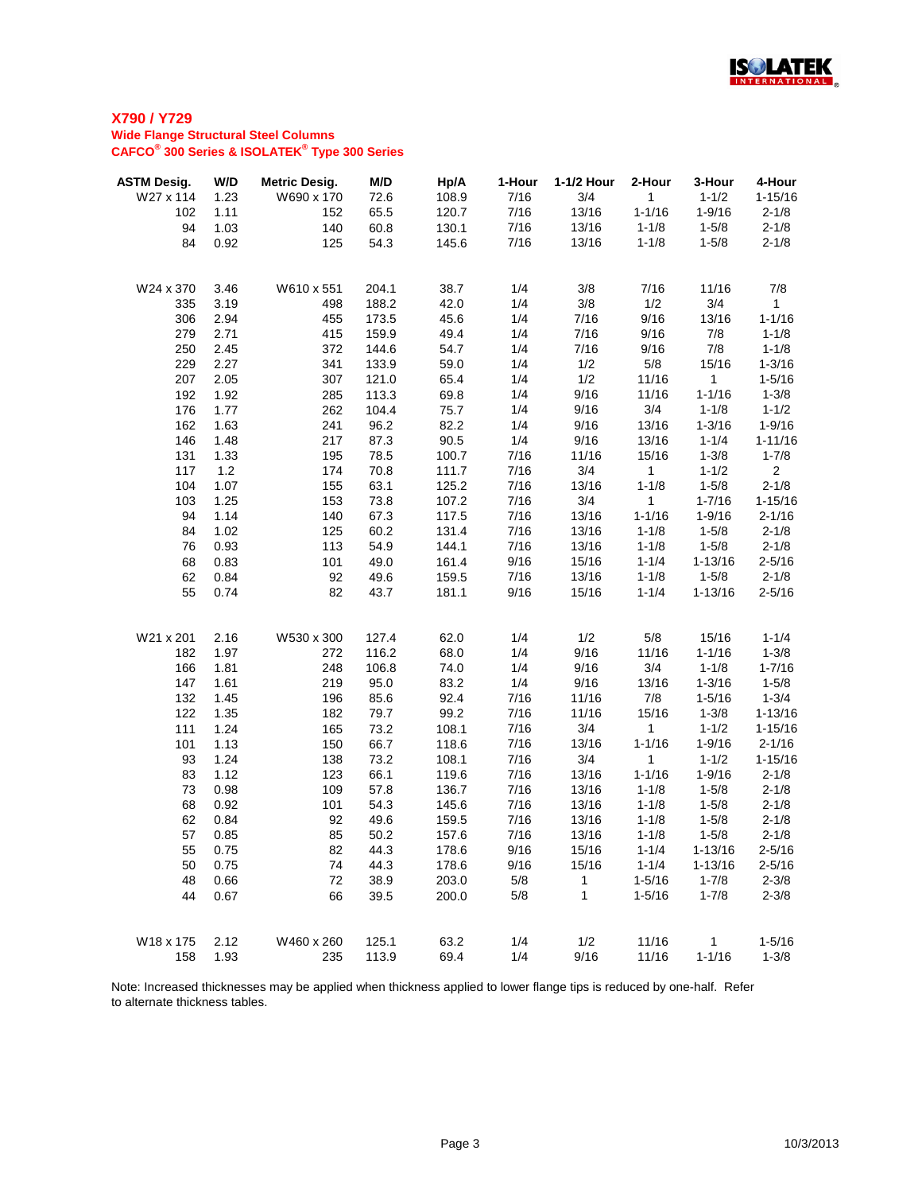## X790 / Y729

**Wide Flange Structural Steel Columns**

**CAFCO® 300 Series & ISOLATEK® Type 300 Series**

| ASTM Desig. | W/D | Metric Desig. | M/D | Hp/A | 1-Hour | 1-1/2 Hour | 2-Hour | 3-Hour | 4-Hour |
|---|---|---|---|---|---|---|---|---|---|
| W27 x 114 | 1.23 | W690 x 170 | 72.6 | 108.9 | 7/16 | 3/4 | 1 | 1-1/2 | 1-15/16 |
| 102 | 1.11 | 152 | 65.5 | 120.7 | 7/16 | 13/16 | 1-1/16 | 1-9/16 | 2-1/8 |
| 94 | 1.03 | 140 | 60.8 | 130.1 | 7/16 | 13/16 | 1-1/8 | 1-5/8 | 2-1/8 |
| 84 | 0.92 | 125 | 54.3 | 145.6 | 7/16 | 13/16 | 1-1/8 | 1-5/8 | 2-1/8 |
| | | | | | | | | | |
| W24 x 370 | 3.46 | W610 x 551 | 204.1 | 38.7 | 1/4 | 3/8 | 7/16 | 11/16 | 7/8 |
| 335 | 3.19 | 498 | 188.2 | 42.0 | 1/4 | 3/8 | 1/2 | 3/4 | 1 |
| 306 | 2.94 | 455 | 173.5 | 45.6 | 1/4 | 7/16 | 9/16 | 13/16 | 1-1/16 |
| 279 | 2.71 | 415 | 159.9 | 49.4 | 1/4 | 7/16 | 9/16 | 7/8 | 1-1/8 |
| 250 | 2.45 | 372 | 144.6 | 54.7 | 1/4 | 7/16 | 9/16 | 7/8 | 1-1/8 |
| 229 | 2.27 | 341 | 133.9 | 59.0 | 1/4 | 1/2 | 5/8 | 15/16 | 1-3/16 |
| 207 | 2.05 | 307 | 121.0 | 65.4 | 1/4 | 1/2 | 11/16 | 1 | 1-5/16 |
| 192 | 1.92 | 285 | 113.3 | 69.8 | 1/4 | 9/16 | 11/16 | 1-1/16 | 1-3/8 |
| 176 | 1.77 | 262 | 104.4 | 75.7 | 1/4 | 9/16 | 3/4 | 1-1/8 | 1-1/2 |
| 162 | 1.63 | 241 | 96.2 | 82.2 | 1/4 | 9/16 | 13/16 | 1-3/16 | 1-9/16 |
| 146 | 1.48 | 217 | 87.3 | 90.5 | 1/4 | 9/16 | 13/16 | 1-1/4 | 1-11/16 |
| 131 | 1.33 | 195 | 78.5 | 100.7 | 7/16 | 11/16 | 15/16 | 1-3/8 | 1-7/8 |
| 117 | 1.2 | 174 | 70.8 | 111.7 | 7/16 | 3/4 | 1 | 1-1/2 | 2 |
| 104 | 1.07 | 155 | 63.1 | 125.2 | 7/16 | 13/16 | 1-1/8 | 1-5/8 | 2-1/8 |
| 103 | 1.25 | 153 | 73.8 | 107.2 | 7/16 | 3/4 | 1 | 1-7/16 | 1-15/16 |
| 94 | 1.14 | 140 | 67.3 | 117.5 | 7/16 | 13/16 | 1-1/16 | 1-9/16 | 2-1/16 |
| 84 | 1.02 | 125 | 60.2 | 131.4 | 7/16 | 13/16 | 1-1/8 | 1-5/8 | 2-1/8 |
| 76 | 0.93 | 113 | 54.9 | 144.1 | 7/16 | 13/16 | 1-1/8 | 1-5/8 | 2-1/8 |
| 68 | 0.83 | 101 | 49.0 | 161.4 | 9/16 | 15/16 | 1-1/4 | 1-13/16 | 2-5/16 |
| 62 | 0.84 | 92 | 49.6 | 159.5 | 7/16 | 13/16 | 1-1/8 | 1-5/8 | 2-1/8 |
| 55 | 0.74 | 82 | 43.7 | 181.1 | 9/16 | 15/16 | 1-1/4 | 1-13/16 | 2-5/16 |
| | | | | | | | | | |
| W21 x 201 | 2.16 | W530 x 300 | 127.4 | 62.0 | 1/4 | 1/2 | 5/8 | 15/16 | 1-1/4 |
| 182 | 1.97 | 272 | 116.2 | 68.0 | 1/4 | 9/16 | 11/16 | 1-1/16 | 1-3/8 |
| 166 | 1.81 | 248 | 106.8 | 74.0 | 1/4 | 9/16 | 3/4 | 1-1/8 | 1-7/16 |
| 147 | 1.61 | 219 | 95.0 | 83.2 | 1/4 | 9/16 | 13/16 | 1-3/16 | 1-5/8 |
| 132 | 1.45 | 196 | 85.6 | 92.4 | 7/16 | 11/16 | 7/8 | 1-5/16 | 1-3/4 |
| 122 | 1.35 | 182 | 79.7 | 99.2 | 7/16 | 11/16 | 15/16 | 1-3/8 | 1-13/16 |
| 111 | 1.24 | 165 | 73.2 | 108.1 | 7/16 | 3/4 | 1 | 1-1/2 | 1-15/16 |
| 101 | 1.13 | 150 | 66.7 | 118.6 | 7/16 | 13/16 | 1-1/16 | 1-9/16 | 2-1/16 |
| 93 | 1.24 | 138 | 73.2 | 108.1 | 7/16 | 3/4 | 1 | 1-1/2 | 1-15/16 |
| 83 | 1.12 | 123 | 66.1 | 119.6 | 7/16 | 13/16 | 1-1/16 | 1-9/16 | 2-1/8 |
| 73 | 0.98 | 109 | 57.8 | 136.7 | 7/16 | 13/16 | 1-1/8 | 1-5/8 | 2-1/8 |
| 68 | 0.92 | 101 | 54.3 | 145.6 | 7/16 | 13/16 | 1-1/8 | 1-5/8 | 2-1/8 |
| 62 | 0.84 | 92 | 49.6 | 159.5 | 7/16 | 13/16 | 1-1/8 | 1-5/8 | 2-1/8 |
| 57 | 0.85 | 85 | 50.2 | 157.6 | 7/16 | 13/16 | 1-1/8 | 1-5/8 | 2-1/8 |
| 55 | 0.75 | 82 | 44.3 | 178.6 | 9/16 | 15/16 | 1-1/4 | 1-13/16 | 2-5/16 |
| 50 | 0.75 | 74 | 44.3 | 178.6 | 9/16 | 15/16 | 1-1/4 | 1-13/16 | 2-5/16 |
| 48 | 0.66 | 72 | 38.9 | 203.0 | 5/8 | 1 | 1-5/16 | 1-7/8 | 2-3/8 |
| 44 | 0.67 | 66 | 39.5 | 200.0 | 5/8 | 1 | 1-5/16 | 1-7/8 | 2-3/8 |
| | | | | | | | | | |
| W18 x 175 | 2.12 | W460 x 260 | 125.1 | 63.2 | 1/4 | 1/2 | 11/16 | 1 | 1-5/16 |
| 158 | 1.93 | 235 | 113.9 | 69.4 | 1/4 | 9/16 | 11/16 | 1-1/16 | 1-3/8 |

Note: Increased thicknesses may be applied when thickness applied to lower flange tips is reduced by one-half. Refer to alternate thickness tables.

10/3/2013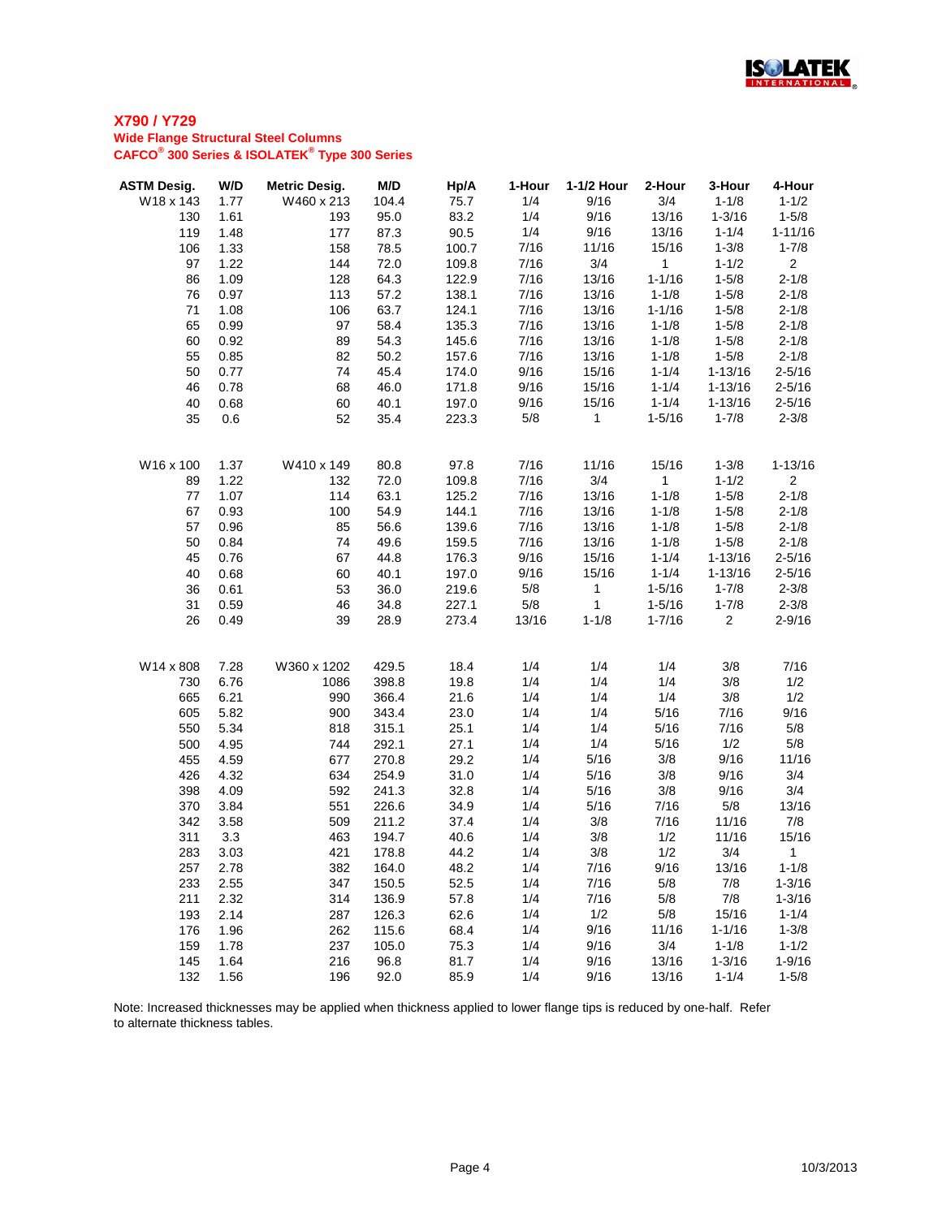## X790 / Y729

**Wide Flange Structural Steel Columns**

**CAFCO® 300 Series & ISOLATEK® Type 300 Series**

| ASTM Desig. | W/D | Metric Desig. | M/D | Hp/A | 1-Hour | 1-1/2 Hour | 2-Hour | 3-Hour | 4-Hour |
|---|---|---|---|---|---|---|---|---|---|
| W18 x 143 | 1.77 | W460 x 213 | 104.4 | 75.7 | 1/4 | 9/16 | 3/4 | 1-1/8 | 1-1/2 |
| 130 | 1.61 | 193 | 95.0 | 83.2 | 1/4 | 9/16 | 13/16 | 1-3/16 | 1-5/8 |
| 119 | 1.48 | 177 | 87.3 | 90.5 | 1/4 | 9/16 | 13/16 | 1-1/4 | 1-11/16 |
| 106 | 1.33 | 158 | 78.5 | 100.7 | 7/16 | 11/16 | 15/16 | 1-3/8 | 1-7/8 |
| 97 | 1.22 | 144 | 72.0 | 109.8 | 7/16 | 3/4 | 1 | 1-1/2 | 2 |
| 86 | 1.09 | 128 | 64.3 | 122.9 | 7/16 | 13/16 | 1-1/16 | 1-5/8 | 2-1/8 |
| 76 | 0.97 | 113 | 57.2 | 138.1 | 7/16 | 13/16 | 1-1/8 | 1-5/8 | 2-1/8 |
| 71 | 1.08 | 106 | 63.7 | 124.1 | 7/16 | 13/16 | 1-1/16 | 1-5/8 | 2-1/8 |
| 65 | 0.99 | 97 | 58.4 | 135.3 | 7/16 | 13/16 | 1-1/8 | 1-5/8 | 2-1/8 |
| 60 | 0.92 | 89 | 54.3 | 145.6 | 7/16 | 13/16 | 1-1/8 | 1-5/8 | 2-1/8 |
| 55 | 0.85 | 82 | 50.2 | 157.6 | 7/16 | 13/16 | 1-1/8 | 1-5/8 | 2-1/8 |
| 50 | 0.77 | 74 | 45.4 | 174.0 | 9/16 | 15/16 | 1-1/4 | 1-13/16 | 2-5/16 |
| 46 | 0.78 | 68 | 46.0 | 171.8 | 9/16 | 15/16 | 1-1/4 | 1-13/16 | 2-5/16 |
| 40 | 0.68 | 60 | 40.1 | 197.0 | 9/16 | 15/16 | 1-1/4 | 1-13/16 | 2-5/16 |
| 35 | 0.6 | 52 | 35.4 | 223.3 | 5/8 | 1 | 1-5/16 | 1-7/8 | 2-3/8 |
| | | | | | | | | | |
| W16 x 100 | 1.37 | W410 x 149 | 80.8 | 97.8 | 7/16 | 11/16 | 15/16 | 1-3/8 | 1-13/16 |
| 89 | 1.22 | 132 | 72.0 | 109.8 | 7/16 | 3/4 | 1 | 1-1/2 | 2 |
| 77 | 1.07 | 114 | 63.1 | 125.2 | 7/16 | 13/16 | 1-1/8 | 1-5/8 | 2-1/8 |
| 67 | 0.93 | 100 | 54.9 | 144.1 | 7/16 | 13/16 | 1-1/8 | 1-5/8 | 2-1/8 |
| 57 | 0.96 | 85 | 56.6 | 139.6 | 7/16 | 13/16 | 1-1/8 | 1-5/8 | 2-1/8 |
| 50 | 0.84 | 74 | 49.6 | 159.5 | 7/16 | 13/16 | 1-1/8 | 1-5/8 | 2-1/8 |
| 45 | 0.76 | 67 | 44.8 | 176.3 | 9/16 | 15/16 | 1-1/4 | 1-13/16 | 2-5/16 |
| 40 | 0.68 | 60 | 40.1 | 197.0 | 9/16 | 15/16 | 1-1/4 | 1-13/16 | 2-5/16 |
| 36 | 0.61 | 53 | 36.0 | 219.6 | 5/8 | 1 | 1-5/16 | 1-7/8 | 2-3/8 |
| 31 | 0.59 | 46 | 34.8 | 227.1 | 5/8 | 1 | 1-5/16 | 1-7/8 | 2-3/8 |
| 26 | 0.49 | 39 | 28.9 | 273.4 | 13/16 | 1-1/8 | 1-7/16 | 2 | 2-9/16 |
| | | | | | | | | | |
| W14 x 808 | 7.28 | W360 x 1202 | 429.5 | 18.4 | 1/4 | 1/4 | 1/4 | 3/8 | 7/16 |
| 730 | 6.76 | 1086 | 398.8 | 19.8 | 1/4 | 1/4 | 1/4 | 3/8 | 1/2 |
| 665 | 6.21 | 990 | 366.4 | 21.6 | 1/4 | 1/4 | 1/4 | 3/8 | 1/2 |
| 605 | 5.82 | 900 | 343.4 | 23.0 | 1/4 | 1/4 | 5/16 | 7/16 | 9/16 |
| 550 | 5.34 | 818 | 315.1 | 25.1 | 1/4 | 1/4 | 5/16 | 7/16 | 5/8 |
| 500 | 4.95 | 744 | 292.1 | 27.1 | 1/4 | 1/4 | 5/16 | 1/2 | 5/8 |
| 455 | 4.59 | 677 | 270.8 | 29.2 | 1/4 | 5/16 | 3/8 | 9/16 | 11/16 |
| 426 | 4.32 | 634 | 254.9 | 31.0 | 1/4 | 5/16 | 3/8 | 9/16 | 3/4 |
| 398 | 4.09 | 592 | 241.3 | 32.8 | 1/4 | 5/16 | 3/8 | 9/16 | 3/4 |
| 370 | 3.84 | 551 | 226.6 | 34.9 | 1/4 | 5/16 | 7/16 | 5/8 | 13/16 |
| 342 | 3.58 | 509 | 211.2 | 37.4 | 1/4 | 3/8 | 7/16 | 11/16 | 7/8 |
| 311 | 3.3 | 463 | 194.7 | 40.6 | 1/4 | 3/8 | 1/2 | 11/16 | 15/16 |
| 283 | 3.03 | 421 | 178.8 | 44.2 | 1/4 | 3/8 | 1/2 | 3/4 | 1 |
| 257 | 2.78 | 382 | 164.0 | 48.2 | 1/4 | 7/16 | 9/16 | 13/16 | 1-1/8 |
| 233 | 2.55 | 347 | 150.5 | 52.5 | 1/4 | 7/16 | 5/8 | 7/8 | 1-3/16 |
| 211 | 2.32 | 314 | 136.9 | 57.8 | 1/4 | 7/16 | 5/8 | 7/8 | 1-3/16 |
| 193 | 2.14 | 287 | 126.3 | 62.6 | 1/4 | 1/2 | 5/8 | 15/16 | 1-1/4 |
| 176 | 1.96 | 262 | 115.6 | 68.4 | 1/4 | 9/16 | 11/16 | 1-1/16 | 1-3/8 |
| 159 | 1.78 | 237 | 105.0 | 75.3 | 1/4 | 9/16 | 3/4 | 1-1/8 | 1-1/2 |
| 145 | 1.64 | 216 | 96.8 | 81.7 | 1/4 | 9/16 | 13/16 | 1-3/16 | 1-9/16 |
| 132 | 1.56 | 196 | 92.0 | 85.9 | 1/4 | 9/16 | 13/16 | 1-1/4 | 1-5/8 |

Note: Increased thicknesses may be applied when thickness applied to lower flange tips is reduced by one-half. Refer to alternate thickness tables.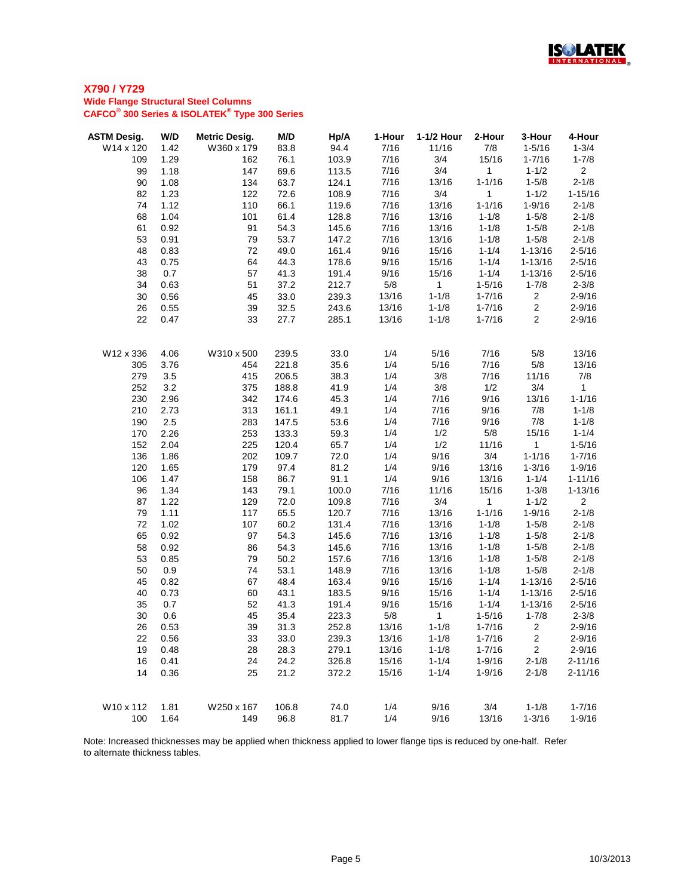## X790 / Y729

**Wide Flange Structural Steel Columns**

**CAFCO® 300 Series & ISOLATEK® Type 300 Series**

| ASTM Desig. | W/D | Metric Desig. | M/D | Hp/A | 1-Hour | 1-1/2 Hour | 2-Hour | 3-Hour | 4-Hour |
|---|---|---|---|---|---|---|---|---|---|
| W14 x 120 | 1.42 | W360 x 179 | 83.8 | 94.4 | 7/16 | 11/16 | 7/8 | 1-5/16 | 1-3/4 |
| 109 | 1.29 | 162 | 76.1 | 103.9 | 7/16 | 3/4 | 15/16 | 1-7/16 | 1-7/8 |
| 99 | 1.18 | 147 | 69.6 | 113.5 | 7/16 | 3/4 | 1 | 1-1/2 | 2 |
| 90 | 1.08 | 134 | 63.7 | 124.1 | 7/16 | 13/16 | 1-1/16 | 1-5/8 | 2-1/8 |
| 82 | 1.23 | 122 | 72.6 | 108.9 | 7/16 | 3/4 | 1 | 1-1/2 | 1-15/16 |
| 74 | 1.12 | 110 | 66.1 | 119.6 | 7/16 | 13/16 | 1-1/16 | 1-9/16 | 2-1/8 |
| 68 | 1.04 | 101 | 61.4 | 128.8 | 7/16 | 13/16 | 1-1/8 | 1-5/8 | 2-1/8 |
| 61 | 0.92 | 91 | 54.3 | 145.6 | 7/16 | 13/16 | 1-1/8 | 1-5/8 | 2-1/8 |
| 53 | 0.91 | 79 | 53.7 | 147.2 | 7/16 | 13/16 | 1-1/8 | 1-5/8 | 2-1/8 |
| 48 | 0.83 | 72 | 49.0 | 161.4 | 9/16 | 15/16 | 1-1/4 | 1-13/16 | 2-5/16 |
| 43 | 0.75 | 64 | 44.3 | 178.6 | 9/16 | 15/16 | 1-1/4 | 1-13/16 | 2-5/16 |
| 38 | 0.7 | 57 | 41.3 | 191.4 | 9/16 | 15/16 | 1-1/4 | 1-13/16 | 2-5/16 |
| 34 | 0.63 | 51 | 37.2 | 212.7 | 5/8 | 1 | 1-5/16 | 1-7/8 | 2-3/8 |
| 30 | 0.56 | 45 | 33.0 | 239.3 | 13/16 | 1-1/8 | 1-7/16 | 2 | 2-9/16 |
| 26 | 0.55 | 39 | 32.5 | 243.6 | 13/16 | 1-1/8 | 1-7/16 | 2 | 2-9/16 |
| 22 | 0.47 | 33 | 27.7 | 285.1 | 13/16 | 1-1/8 | 1-7/16 | 2 | 2-9/16 |
| | | | | | | | | | |
| W12 x 336 | 4.06 | W310 x 500 | 239.5 | 33.0 | 1/4 | 5/16 | 7/16 | 5/8 | 13/16 |
| 305 | 3.76 | 454 | 221.8 | 35.6 | 1/4 | 5/16 | 7/16 | 5/8 | 13/16 |
| 279 | 3.5 | 415 | 206.5 | 38.3 | 1/4 | 3/8 | 7/16 | 11/16 | 7/8 |
| 252 | 3.2 | 375 | 188.8 | 41.9 | 1/4 | 3/8 | 1/2 | 3/4 | 1 |
| 230 | 2.96 | 342 | 174.6 | 45.3 | 1/4 | 7/16 | 9/16 | 13/16 | 1-1/16 |
| 210 | 2.73 | 313 | 161.1 | 49.1 | 1/4 | 7/16 | 9/16 | 7/8 | 1-1/8 |
| 190 | 2.5 | 283 | 147.5 | 53.6 | 1/4 | 7/16 | 9/16 | 7/8 | 1-1/8 |
| 170 | 2.26 | 253 | 133.3 | 59.3 | 1/4 | 1/2 | 5/8 | 15/16 | 1-1/4 |
| 152 | 2.04 | 225 | 120.4 | 65.7 | 1/4 | 1/2 | 11/16 | 1 | 1-5/16 |
| 136 | 1.86 | 202 | 109.7 | 72.0 | 1/4 | 9/16 | 3/4 | 1-1/16 | 1-7/16 |
| 120 | 1.65 | 179 | 97.4 | 81.2 | 1/4 | 9/16 | 13/16 | 1-3/16 | 1-9/16 |
| 106 | 1.47 | 158 | 86.7 | 91.1 | 1/4 | 9/16 | 13/16 | 1-1/4 | 1-11/16 |
| 96 | 1.34 | 143 | 79.1 | 100.0 | 7/16 | 11/16 | 15/16 | 1-3/8 | 1-13/16 |
| 87 | 1.22 | 129 | 72.0 | 109.8 | 7/16 | 3/4 | 1 | 1-1/2 | 2 |
| 79 | 1.11 | 117 | 65.5 | 120.7 | 7/16 | 13/16 | 1-1/16 | 1-9/16 | 2-1/8 |
| 72 | 1.02 | 107 | 60.2 | 131.4 | 7/16 | 13/16 | 1-1/8 | 1-5/8 | 2-1/8 |
| 65 | 0.92 | 97 | 54.3 | 145.6 | 7/16 | 13/16 | 1-1/8 | 1-5/8 | 2-1/8 |
| 58 | 0.92 | 86 | 54.3 | 145.6 | 7/16 | 13/16 | 1-1/8 | 1-5/8 | 2-1/8 |
| 53 | 0.85 | 79 | 50.2 | 157.6 | 7/16 | 13/16 | 1-1/8 | 1-5/8 | 2-1/8 |
| 50 | 0.9 | 74 | 53.1 | 148.9 | 7/16 | 13/16 | 1-1/8 | 1-5/8 | 2-1/8 |
| 45 | 0.82 | 67 | 48.4 | 163.4 | 9/16 | 15/16 | 1-1/4 | 1-13/16 | 2-5/16 |
| 40 | 0.73 | 60 | 43.1 | 183.5 | 9/16 | 15/16 | 1-1/4 | 1-13/16 | 2-5/16 |
| 35 | 0.7 | 52 | 41.3 | 191.4 | 9/16 | 15/16 | 1-1/4 | 1-13/16 | 2-5/16 |
| 30 | 0.6 | 45 | 35.4 | 223.3 | 5/8 | 1 | 1-5/16 | 1-7/8 | 2-3/8 |
| 26 | 0.53 | 39 | 31.3 | 252.8 | 13/16 | 1-1/8 | 1-7/16 | 2 | 2-9/16 |
| 22 | 0.56 | 33 | 33.0 | 239.3 | 13/16 | 1-1/8 | 1-7/16 | 2 | 2-9/16 |
| 19 | 0.48 | 28 | 28.3 | 279.1 | 13/16 | 1-1/8 | 1-7/16 | 2 | 2-9/16 |
| 16 | 0.41 | 24 | 24.2 | 326.8 | 15/16 | 1-1/4 | 1-9/16 | 2-1/8 | 2-11/16 |
| 14 | 0.36 | 25 | 21.2 | 372.2 | 15/16 | 1-1/4 | 1-9/16 | 2-1/8 | 2-11/16 |
| | | | | | | | | | |
| W10 x 112 | 1.81 | W250 x 167 | 106.8 | 74.0 | 1/4 | 9/16 | 3/4 | 1-1/8 | 1-7/16 |
| 100 | 1.64 | 149 | 96.8 | 81.7 | 1/4 | 9/16 | 13/16 | 1-3/16 | 1-9/16 |

Note: Increased thicknesses may be applied when thickness applied to lower flange tips is reduced by one-half. Refer to alternate thickness tables.

10/3/2013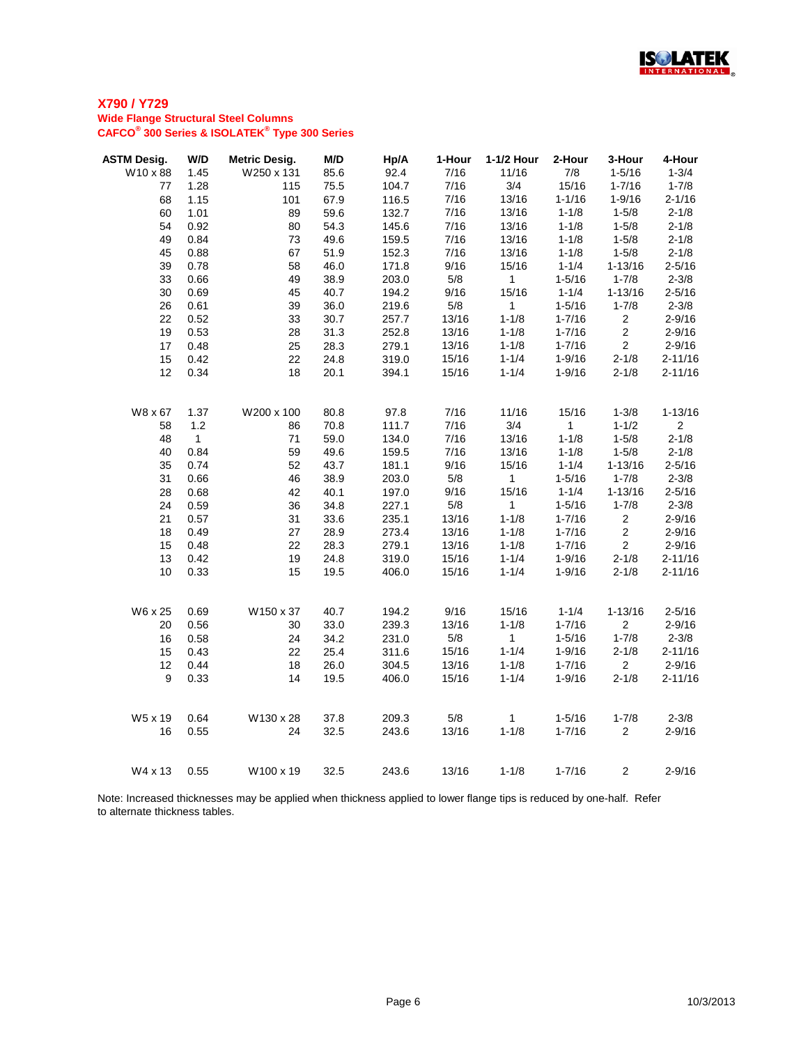## X790 / Y729

**Wide Flange Structural Steel Columns**

**CAFCO® 300 Series & ISOLATEK® Type 300 Series**

| ASTM Desig. | W/D | Metric Desig. | M/D | Hp/A | 1-Hour | 1-1/2 Hour | 2-Hour | 3-Hour | 4-Hour |
|---|---|---|---|---|---|---|---|---|---|
| W10 x 88 | 1.45 | W250 x 131 | 85.6 | 92.4 | 7/16 | 11/16 | 7/8 | 1-5/16 | 1-3/4 |
| 77 | 1.28 | 115 | 75.5 | 104.7 | 7/16 | 3/4 | 15/16 | 1-7/16 | 1-7/8 |
| 68 | 1.15 | 101 | 67.9 | 116.5 | 7/16 | 13/16 | 1-1/16 | 1-9/16 | 2-1/16 |
| 60 | 1.01 | 89 | 59.6 | 132.7 | 7/16 | 13/16 | 1-1/8 | 1-5/8 | 2-1/8 |
| 54 | 0.92 | 80 | 54.3 | 145.6 | 7/16 | 13/16 | 1-1/8 | 1-5/8 | 2-1/8 |
| 49 | 0.84 | 73 | 49.6 | 159.5 | 7/16 | 13/16 | 1-1/8 | 1-5/8 | 2-1/8 |
| 45 | 0.88 | 67 | 51.9 | 152.3 | 7/16 | 13/16 | 1-1/8 | 1-5/8 | 2-1/8 |
| 39 | 0.78 | 58 | 46.0 | 171.8 | 9/16 | 15/16 | 1-1/4 | 1-13/16 | 2-5/16 |
| 33 | 0.66 | 49 | 38.9 | 203.0 | 5/8 | 1 | 1-5/16 | 1-7/8 | 2-3/8 |
| 30 | 0.69 | 45 | 40.7 | 194.2 | 9/16 | 15/16 | 1-1/4 | 1-13/16 | 2-5/16 |
| 26 | 0.61 | 39 | 36.0 | 219.6 | 5/8 | 1 | 1-5/16 | 1-7/8 | 2-3/8 |
| 22 | 0.52 | 33 | 30.7 | 257.7 | 13/16 | 1-1/8 | 1-7/16 | 2 | 2-9/16 |
| 19 | 0.53 | 28 | 31.3 | 252.8 | 13/16 | 1-1/8 | 1-7/16 | 2 | 2-9/16 |
| 17 | 0.48 | 25 | 28.3 | 279.1 | 13/16 | 1-1/8 | 1-7/16 | 2 | 2-9/16 |
| 15 | 0.42 | 22 | 24.8 | 319.0 | 15/16 | 1-1/4 | 1-9/16 | 2-1/8 | 2-11/16 |
| 12 | 0.34 | 18 | 20.1 | 394.1 | 15/16 | 1-1/4 | 1-9/16 | 2-1/8 | 2-11/16 |
| W8 x 67 | 1.37 | W200 x 100 | 80.8 | 97.8 | 7/16 | 11/16 | 15/16 | 1-3/8 | 1-13/16 |
| 58 | 1.2 | 86 | 70.8 | 111.7 | 7/16 | 3/4 | 1 | 1-1/2 | 2 |
| 48 | 1 | 71 | 59.0 | 134.0 | 7/16 | 13/16 | 1-1/8 | 1-5/8 | 2-1/8 |
| 40 | 0.84 | 59 | 49.6 | 159.5 | 7/16 | 13/16 | 1-1/8 | 1-5/8 | 2-1/8 |
| 35 | 0.74 | 52 | 43.7 | 181.1 | 9/16 | 15/16 | 1-1/4 | 1-13/16 | 2-5/16 |
| 31 | 0.66 | 46 | 38.9 | 203.0 | 5/8 | 1 | 1-5/16 | 1-7/8 | 2-3/8 |
| 28 | 0.68 | 42 | 40.1 | 197.0 | 9/16 | 15/16 | 1-1/4 | 1-13/16 | 2-5/16 |
| 24 | 0.59 | 36 | 34.8 | 227.1 | 5/8 | 1 | 1-5/16 | 1-7/8 | 2-3/8 |
| 21 | 0.57 | 31 | 33.6 | 235.1 | 13/16 | 1-1/8 | 1-7/16 | 2 | 2-9/16 |
| 18 | 0.49 | 27 | 28.9 | 273.4 | 13/16 | 1-1/8 | 1-7/16 | 2 | 2-9/16 |
| 15 | 0.48 | 22 | 28.3 | 279.1 | 13/16 | 1-1/8 | 1-7/16 | 2 | 2-9/16 |
| 13 | 0.42 | 19 | 24.8 | 319.0 | 15/16 | 1-1/4 | 1-9/16 | 2-1/8 | 2-11/16 |
| 10 | 0.33 | 15 | 19.5 | 406.0 | 15/16 | 1-1/4 | 1-9/16 | 2-1/8 | 2-11/16 |
| W6 x 25 | 0.69 | W150 x 37 | 40.7 | 194.2 | 9/16 | 15/16 | 1-1/4 | 1-13/16 | 2-5/16 |
| 20 | 0.56 | 30 | 33.0 | 239.3 | 13/16 | 1-1/8 | 1-7/16 | 2 | 2-9/16 |
| 16 | 0.58 | 24 | 34.2 | 231.0 | 5/8 | 1 | 1-5/16 | 1-7/8 | 2-3/8 |
| 15 | 0.43 | 22 | 25.4 | 311.6 | 15/16 | 1-1/4 | 1-9/16 | 2-1/8 | 2-11/16 |
| 12 | 0.44 | 18 | 26.0 | 304.5 | 13/16 | 1-1/8 | 1-7/16 | 2 | 2-9/16 |
| 9 | 0.33 | 14 | 19.5 | 406.0 | 15/16 | 1-1/4 | 1-9/16 | 2-1/8 | 2-11/16 |
| W5 x 19 | 0.64 | W130 x 28 | 37.8 | 209.3 | 5/8 | 1 | 1-5/16 | 1-7/8 | 2-3/8 |
| 16 | 0.55 | 24 | 32.5 | 243.6 | 13/16 | 1-1/8 | 1-7/16 | 2 | 2-9/16 |
| W4 x 13 | 0.55 | W100 x 19 | 32.5 | 243.6 | 13/16 | 1-1/8 | 1-7/16 | 2 | 2-9/16 |

Note: Increased thicknesses may be applied when thickness applied to lower flange tips is reduced by one-half. Refer to alternate thickness tables.